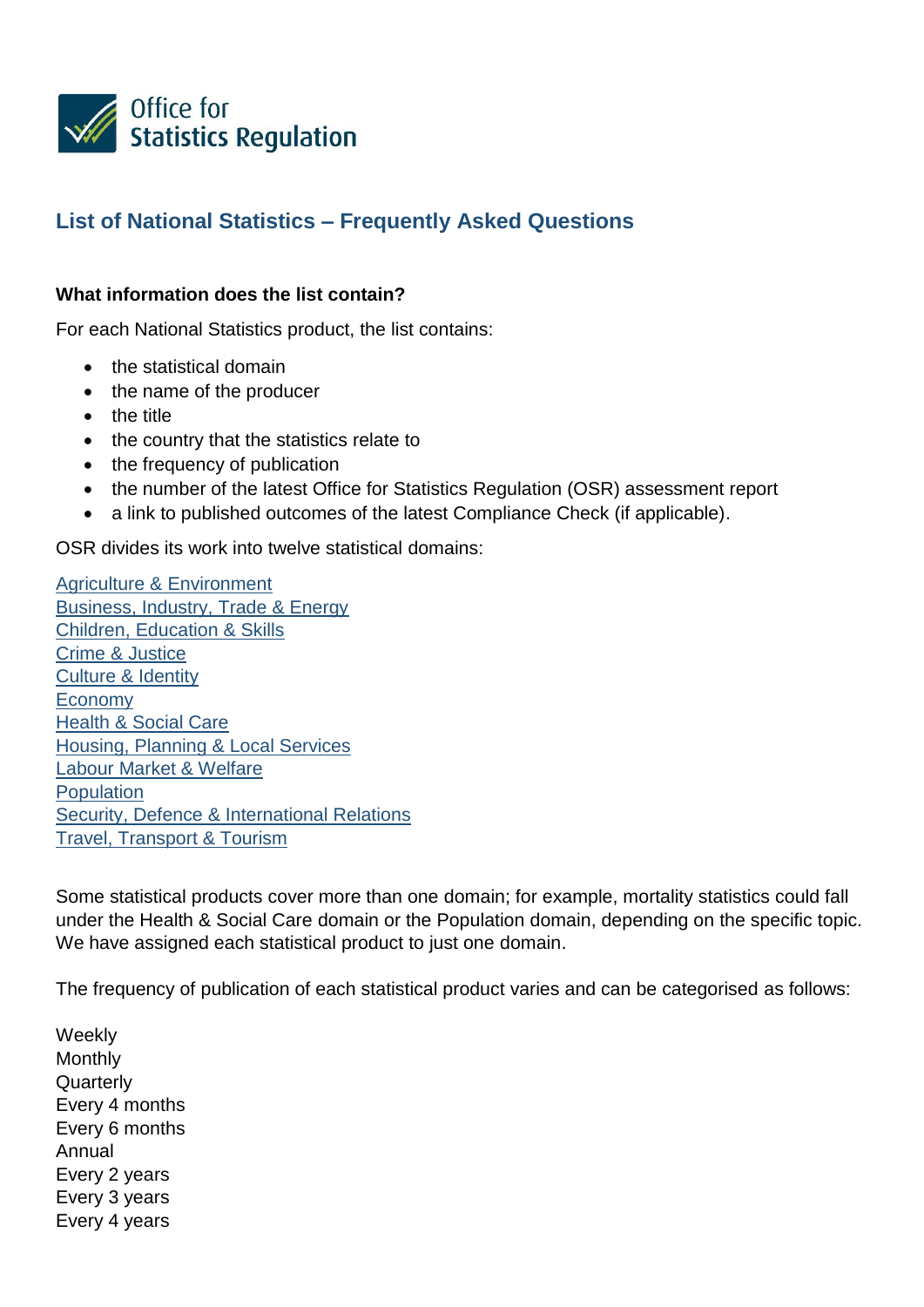Office for Statistics Regulation

## List of National Statistics – Frequently Asked Questions

**What information does the list contain?**

For each National Statistics product, the list contains:

- the statistical domain
- the name of the producer
- the title
- the country that the statistics relate to
- the frequency of publication
- the number of the latest Office for Statistics Regulation (OSR) assessment report
- a link to published outcomes of the latest Compliance Check (if applicable).

OSR divides its work into twelve statistical domains:

Agriculture & Environment
Business, Industry, Trade & Energy
Children, Education & Skills
Crime & Justice
Culture & Identity
Economy
Health & Social Care
Housing, Planning & Local Services
Labour Market & Welfare
Population
Security, Defence & International Relations
Travel, Transport & Tourism

Some statistical products cover more than one domain; for example, mortality statistics could fall under the Health & Social Care domain or the Population domain, depending on the specific topic. We have assigned each statistical product to just one domain.

The frequency of publication of each statistical product varies and can be categorised as follows:

Weekly
Monthly
Quarterly
Every 4 months
Every 6 months
Annual
Every 2 years
Every 3 years
Every 4 years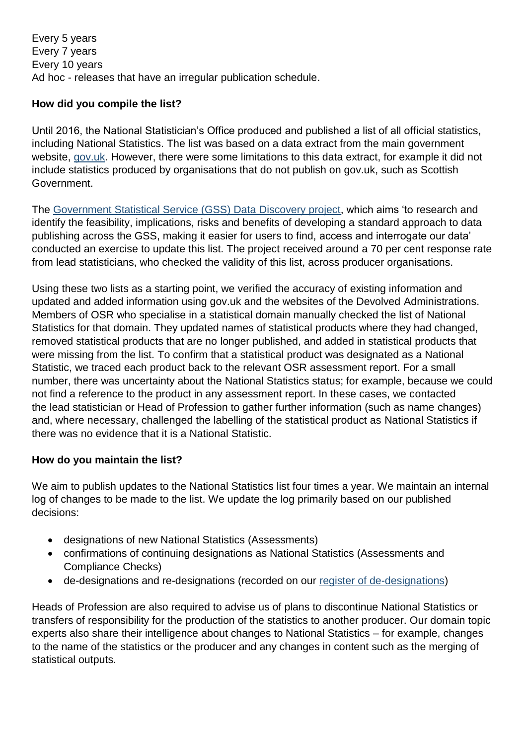Every 5 years
Every 7 years
Every 10 years
Ad hoc - releases that have an irregular publication schedule.

**How did you compile the list?**

Until 2016, the National Statistician's Office produced and published a list of all official statistics, including National Statistics. The list was based on a data extract from the main government website, gov.uk. However, there were some limitations to this data extract, for example it did not include statistics produced by organisations that do not publish on gov.uk, such as Scottish Government.

The Government Statistical Service (GSS) Data Discovery project, which aims 'to research and identify the feasibility, implications, risks and benefits of developing a standard approach to data publishing across the GSS, making it easier for users to find, access and interrogate our data' conducted an exercise to update this list. The project received around a 70 per cent response rate from lead statisticians, who checked the validity of this list, across producer organisations.

Using these two lists as a starting point, we verified the accuracy of existing information and updated and added information using gov.uk and the websites of the Devolved Administrations. Members of OSR who specialise in a statistical domain manually checked the list of National Statistics for that domain. They updated names of statistical products where they had changed, removed statistical products that are no longer published, and added in statistical products that were missing from the list. To confirm that a statistical product was designated as a National Statistic, we traced each product back to the relevant OSR assessment report. For a small number, there was uncertainty about the National Statistics status; for example, because we could not find a reference to the product in any assessment report. In these cases, we contacted the lead statistician or Head of Profession to gather further information (such as name changes) and, where necessary, challenged the labelling of the statistical product as National Statistics if there was no evidence that it is a National Statistic.

**How do you maintain the list?**

We aim to publish updates to the National Statistics list four times a year. We maintain an internal log of changes to be made to the list. We update the log primarily based on our published decisions:

- designations of new National Statistics (Assessments)
- confirmations of continuing designations as National Statistics (Assessments and Compliance Checks)
- de-designations and re-designations (recorded on our register of de-designations)

Heads of Profession are also required to advise us of plans to discontinue National Statistics or transfers of responsibility for the production of the statistics to another producer. Our domain topic experts also share their intelligence about changes to National Statistics – for example, changes to the name of the statistics or the producer and any changes in content such as the merging of statistical outputs.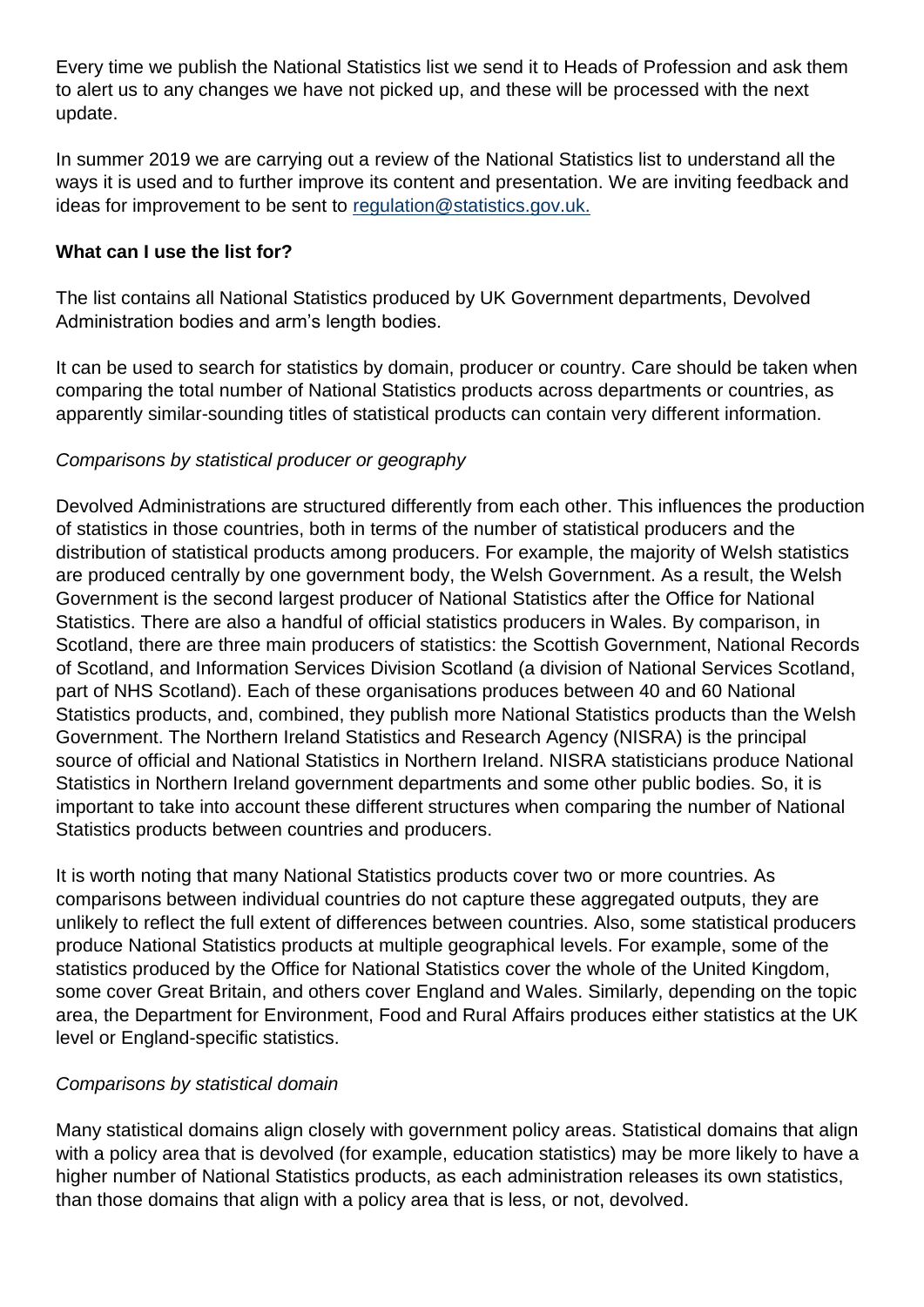Every time we publish the National Statistics list we send it to Heads of Profession and ask them to alert us to any changes we have not picked up, and these will be processed with the next update.

In summer 2019 we are carrying out a review of the National Statistics list to understand all the ways it is used and to further improve its content and presentation. We are inviting feedback and ideas for improvement to be sent to [regulation@statistics.gov.uk.](mailto:regulation@statistics.gov.uk)

**What can I use the list for?**

The list contains all National Statistics produced by UK Government departments, Devolved Administration bodies and arm's length bodies.

It can be used to search for statistics by domain, producer or country. Care should be taken when comparing the total number of National Statistics products across departments or countries, as apparently similar-sounding titles of statistical products can contain very different information.

*Comparisons by statistical producer or geography*

Devolved Administrations are structured differently from each other. This influences the production of statistics in those countries, both in terms of the number of statistical producers and the distribution of statistical products among producers. For example, the majority of Welsh statistics are produced centrally by one government body, the Welsh Government. As a result, the Welsh Government is the second largest producer of National Statistics after the Office for National Statistics. There are also a handful of official statistics producers in Wales. By comparison, in Scotland, there are three main producers of statistics: the Scottish Government, National Records of Scotland, and Information Services Division Scotland (a division of National Services Scotland, part of NHS Scotland). Each of these organisations produces between 40 and 60 National Statistics products, and, combined, they publish more National Statistics products than the Welsh Government. The Northern Ireland Statistics and Research Agency (NISRA) is the principal source of official and National Statistics in Northern Ireland. NISRA statisticians produce National Statistics in Northern Ireland government departments and some other public bodies. So, it is important to take into account these different structures when comparing the number of National Statistics products between countries and producers.

It is worth noting that many National Statistics products cover two or more countries. As comparisons between individual countries do not capture these aggregated outputs, they are unlikely to reflect the full extent of differences between countries. Also, some statistical producers produce National Statistics products at multiple geographical levels. For example, some of the statistics produced by the Office for National Statistics cover the whole of the United Kingdom, some cover Great Britain, and others cover England and Wales. Similarly, depending on the topic area, the Department for Environment, Food and Rural Affairs produces either statistics at the UK level or England-specific statistics.

*Comparisons by statistical domain*

Many statistical domains align closely with government policy areas. Statistical domains that align with a policy area that is devolved (for example, education statistics) may be more likely to have a higher number of National Statistics products, as each administration releases its own statistics, than those domains that align with a policy area that is less, or not, devolved.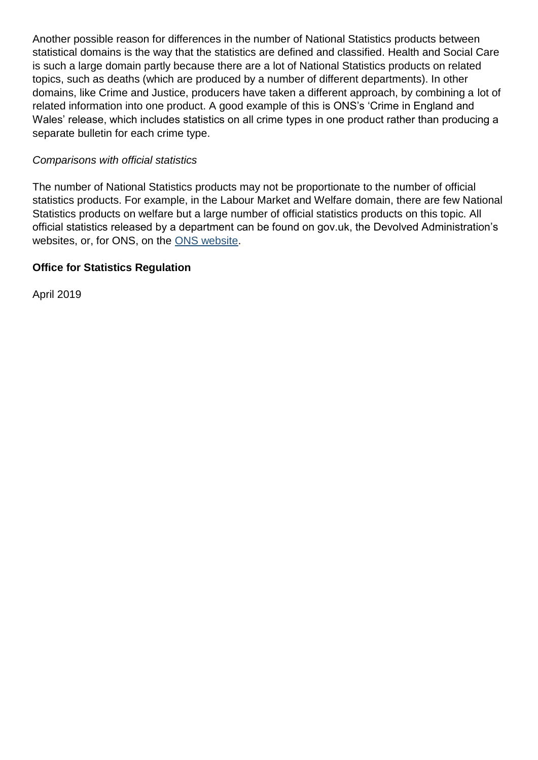Another possible reason for differences in the number of National Statistics products between statistical domains is the way that the statistics are defined and classified. Health and Social Care is such a large domain partly because there are a lot of National Statistics products on related topics, such as deaths (which are produced by a number of different departments). In other domains, like Crime and Justice, producers have taken a different approach, by combining a lot of related information into one product. A good example of this is ONS's 'Crime in England and Wales' release, which includes statistics on all crime types in one product rather than producing a separate bulletin for each crime type.

*Comparisons with official statistics*

The number of National Statistics products may not be proportionate to the number of official statistics products. For example, in the Labour Market and Welfare domain, there are few National Statistics products on welfare but a large number of official statistics products on this topic. All official statistics released by a department can be found on gov.uk, the Devolved Administration's websites, or, for ONS, on the ONS website.

**Office for Statistics Regulation**

April 2019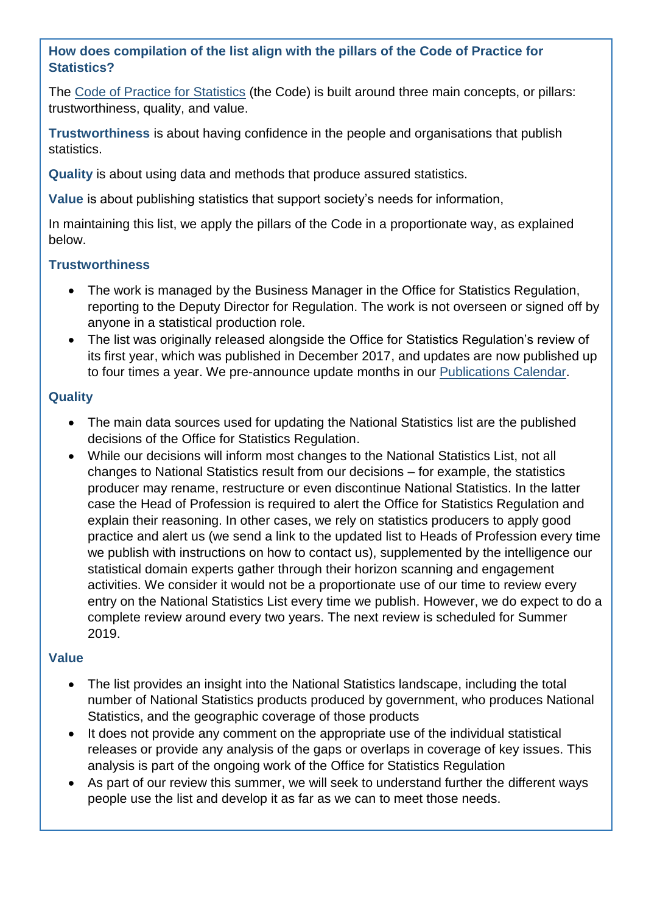### How does compilation of the list align with the pillars of the Code of Practice for Statistics?

The Code of Practice for Statistics (the Code) is built around three main concepts, or pillars: trustworthiness, quality, and value.

**Trustworthiness** is about having confidence in the people and organisations that publish statistics.

**Quality** is about using data and methods that produce assured statistics.

**Value** is about publishing statistics that support society's needs for information,

In maintaining this list, we apply the pillars of the Code in a proportionate way, as explained below.

#### Trustworthiness

- The work is managed by the Business Manager in the Office for Statistics Regulation, reporting to the Deputy Director for Regulation. The work is not overseen or signed off by anyone in a statistical production role.
- The list was originally released alongside the Office for Statistics Regulation's review of its first year, which was published in December 2017, and updates are now published up to four times a year. We pre-announce update months in our Publications Calendar.

#### Quality

- The main data sources used for updating the National Statistics list are the published decisions of the Office for Statistics Regulation.
- While our decisions will inform most changes to the National Statistics List, not all changes to National Statistics result from our decisions – for example, the statistics producer may rename, restructure or even discontinue National Statistics. In the latter case the Head of Profession is required to alert the Office for Statistics Regulation and explain their reasoning. In other cases, we rely on statistics producers to apply good practice and alert us (we send a link to the updated list to Heads of Profession every time we publish with instructions on how to contact us), supplemented by the intelligence our statistical domain experts gather through their horizon scanning and engagement activities. We consider it would not be a proportionate use of our time to review every entry on the National Statistics List every time we publish. However, we do expect to do a complete review around every two years. The next review is scheduled for Summer 2019.

#### Value

- The list provides an insight into the National Statistics landscape, including the total number of National Statistics products produced by government, who produces National Statistics, and the geographic coverage of those products
- It does not provide any comment on the appropriate use of the individual statistical releases or provide any analysis of the gaps or overlaps in coverage of key issues. This analysis is part of the ongoing work of the Office for Statistics Regulation
- As part of our review this summer, we will seek to understand further the different ways people use the list and develop it as far as we can to meet those needs.